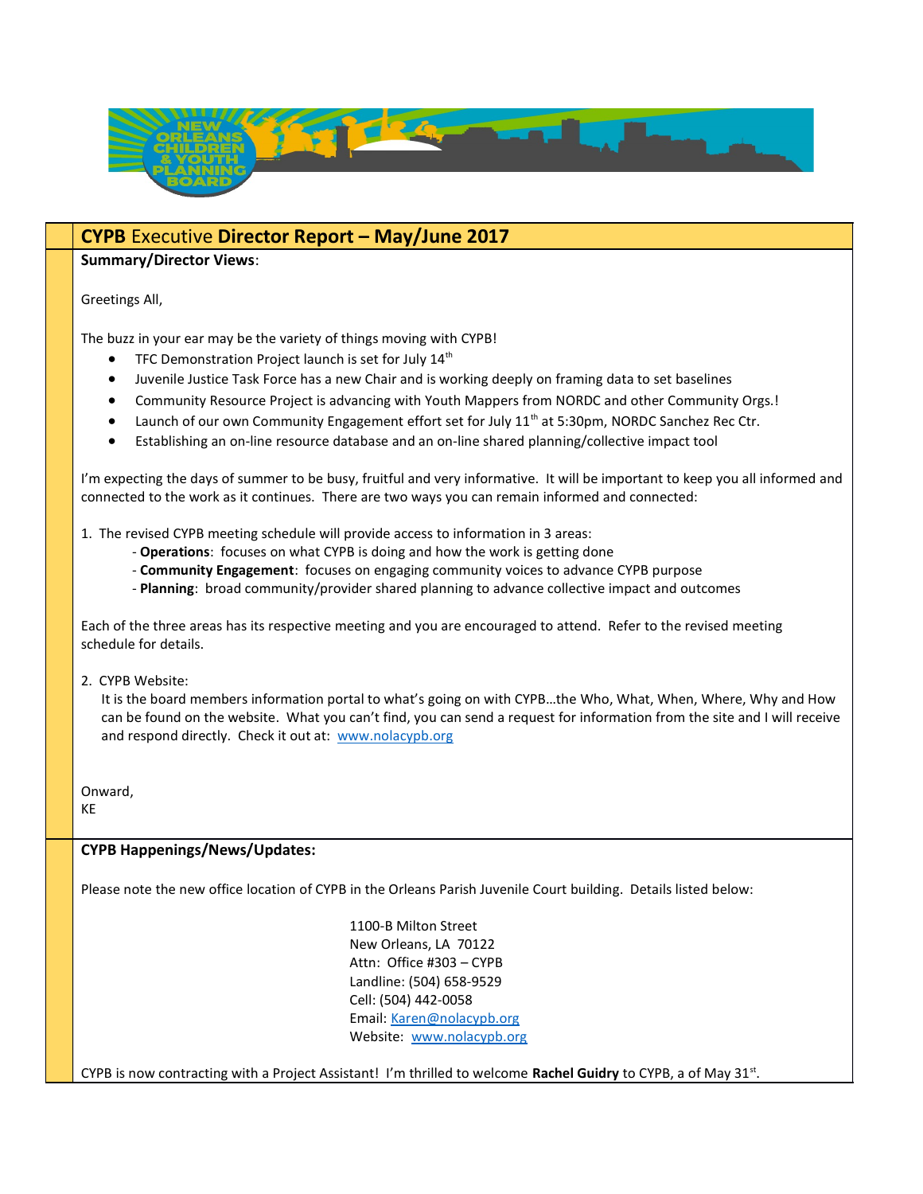## CYPB Executive Director Report – May/June 2017

**Summary/Director Views**:

Greetings All,

The buzz in your ear may be the variety of things moving with CYPB!

- TFC Demonstration Project launch is set for July 14th
- Juvenile Justice Task Force has a new Chair and is working deeply on framing data to set baselines
- Community Resource Project is advancing with Youth Mappers from NORDC and other Community Orgs.!
- Launch of our own Community Engagement effort set for July 11th at 5:30pm, NORDC Sanchez Rec Ctr.
- Establishing an on-line resource database and an on-line shared planning/collective impact tool

I'm expecting the days of summer to be busy, fruitful and very informative. It will be important to keep you all informed and connected to the work as it continues. There are two ways you can remain informed and connected:

1. The revised CYPB meeting schedule will provide access to information in 3 areas:
   - **Operations**: focuses on what CYPB is doing and how the work is getting done
   - **Community Engagement**: focuses on engaging community voices to advance CYPB purpose
   - **Planning**: broad community/provider shared planning to advance collective impact and outcomes

   Each of the three areas has its respective meeting and you are encouraged to attend. Refer to the revised meeting schedule for details.

2. CYPB Website:
   It is the board members information portal to what's going on with CYPB…the Who, What, When, Where, Why and How can be found on the website. What you can't find, you can send a request for information from the site and I will receive and respond directly. Check it out at: www.nolacypb.org

Onward,
KE

**CYPB Happenings/News/Updates:**

Please note the new office location of CYPB in the Orleans Parish Juvenile Court building. Details listed below:

1100-B Milton Street
New Orleans, LA 70122
Attn: Office #303 – CYPB
Landline: (504) 658-9529
Cell: (504) 442-0058
Email: Karen@nolacypb.org
Website: www.nolacypb.org

CYPB is now contracting with a Project Assistant! I'm thrilled to welcome **Rachel Guidry** to CYPB, a of May 31st.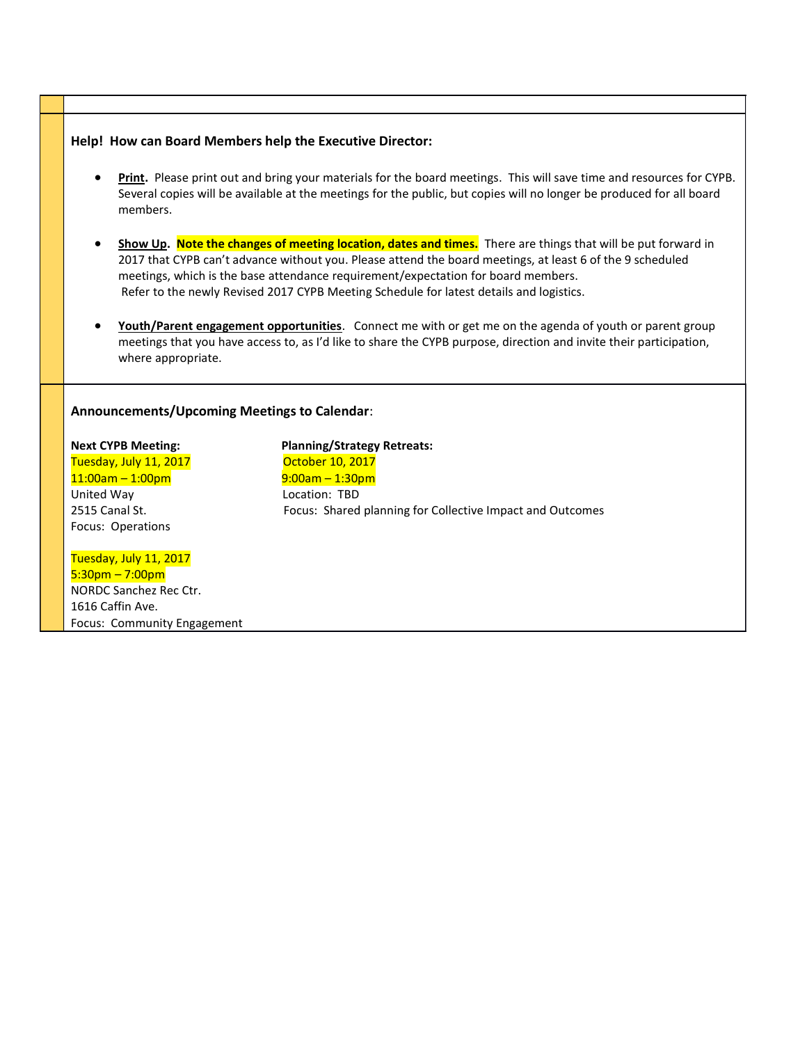**Help! How can Board Members help the Executive Director:**

- **Print.** Please print out and bring your materials for the board meetings. This will save time and resources for CYPB. Several copies will be available at the meetings for the public, but copies will no longer be produced for all board members.

- **Show Up. Note the changes of meeting location, dates and times.** There are things that will be put forward in 2017 that CYPB can't advance without you. Please attend the board meetings, at least 6 of the 9 scheduled meetings, which is the base attendance requirement/expectation for board members.
  Refer to the newly Revised 2017 CYPB Meeting Schedule for latest details and logistics.

- **Youth/Parent engagement opportunities**. Connect me with or get me on the agenda of youth or parent group meetings that you have access to, as I'd like to share the CYPB purpose, direction and invite their participation, where appropriate.

**Announcements/Upcoming Meetings to Calendar**:

**Next CYPB Meeting:**
Tuesday, July 11, 2017
11:00am – 1:00pm
United Way
2515 Canal St.
Focus: Operations

Tuesday, July 11, 2017
5:30pm – 7:00pm
NORDC Sanchez Rec Ctr.
1616 Caffin Ave.
Focus: Community Engagement

**Planning/Strategy Retreats:**
October 10, 2017
9:00am – 1:30pm
Location: TBD
Focus: Shared planning for Collective Impact and Outcomes